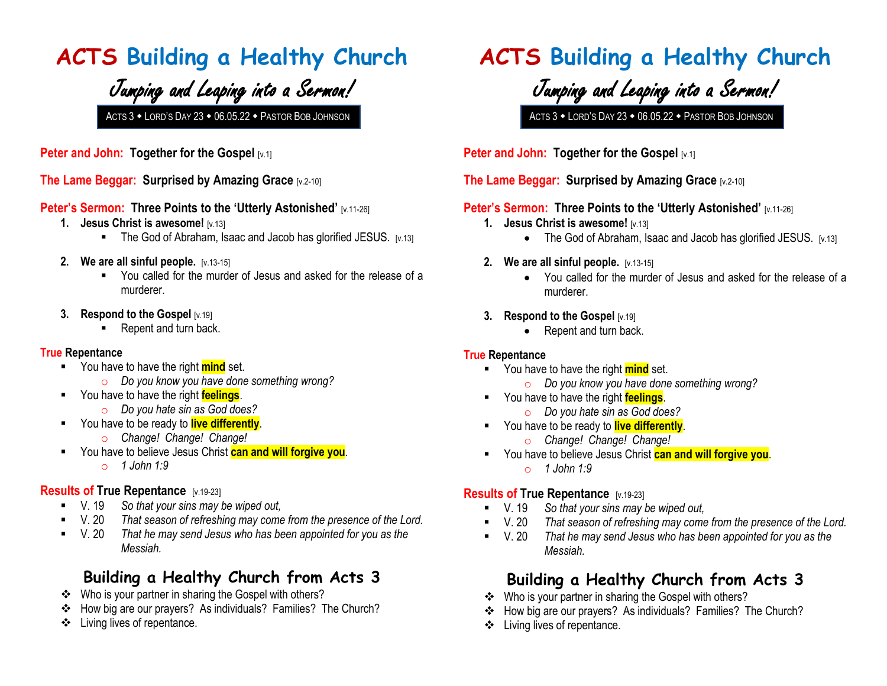# ACTS Building a Healthy Church

## Jumping and Leaping into a Sermon!

ACTS 3 ◆ LORD'S DAY 23 ◆ 06.05.22 ◆ PASTOR BOB JOHNSON

**Peter and John: Together for the Gospel** [v.1]

**The Lame Beggar: Surprised by Amazing Grace** [v.2-10]

**Peter's Sermon: Three Points to the 'Utterly Astonished'** [v.11-26]

1. **Jesus Christ is awesome!** [v.13]
   - The God of Abraham, Isaac and Jacob has glorified JESUS. [v.13]
2. **We are all sinful people.** [v.13-15]
   - You called for the murder of Jesus and asked for the release of a murderer.
3. **Respond to the Gospel** [v.19]
   - Repent and turn back.

**True Repentance**

- You have to have the right **mind** set.
  - *Do you know you have done something wrong?*
- You have to have the right **feelings**.
  - *Do you hate sin as God does?*
- You have to be ready to **live differently**.
  - *Change! Change! Change!*
- You have to believe Jesus Christ **can and will forgive you**.
  - *1 John 1:9*

**Results of True Repentance** [v.19-23]

- V. 19 *So that your sins may be wiped out,*
- V. 20 *That season of refreshing may come from the presence of the Lord.*
- V. 20 *That he may send Jesus who has been appointed for you as the Messiah.*

## Building a Healthy Church from Acts 3

- ❖ Who is your partner in sharing the Gospel with others?
- ❖ How big are our prayers? As individuals? Families? The Church?
- ❖ Living lives of repentance.

# ACTS Building a Healthy Church

## Jumping and Leaping into a Sermon!

ACTS 3 ◆ LORD'S DAY 23 ◆ 06.05.22 ◆ PASTOR BOB JOHNSON

**Peter and John: Together for the Gospel** [v.1]

**The Lame Beggar: Surprised by Amazing Grace** [v.2-10]

**Peter's Sermon: Three Points to the 'Utterly Astonished'** [v.11-26]

1. **Jesus Christ is awesome!** [v.13]
   - The God of Abraham, Isaac and Jacob has glorified JESUS. [v.13]
2. **We are all sinful people.** [v.13-15]
   - You called for the murder of Jesus and asked for the release of a murderer.
3. **Respond to the Gospel** [v.19]
   - Repent and turn back.

**True Repentance**

- You have to have the right **mind** set.
  - *Do you know you have done something wrong?*
- You have to have the right **feelings**.
  - *Do you hate sin as God does?*
- You have to be ready to **live differently**.
  - *Change! Change! Change!*
- You have to believe Jesus Christ **can and will forgive you**.
  - *1 John 1:9*

**Results of True Repentance** [v.19-23]

- V. 19 *So that your sins may be wiped out,*
- V. 20 *That season of refreshing may come from the presence of the Lord.*
- V. 20 *That he may send Jesus who has been appointed for you as the Messiah.*

## Building a Healthy Church from Acts 3

- ❖ Who is your partner in sharing the Gospel with others?
- ❖ How big are our prayers? As individuals? Families? The Church?
- ❖ Living lives of repentance.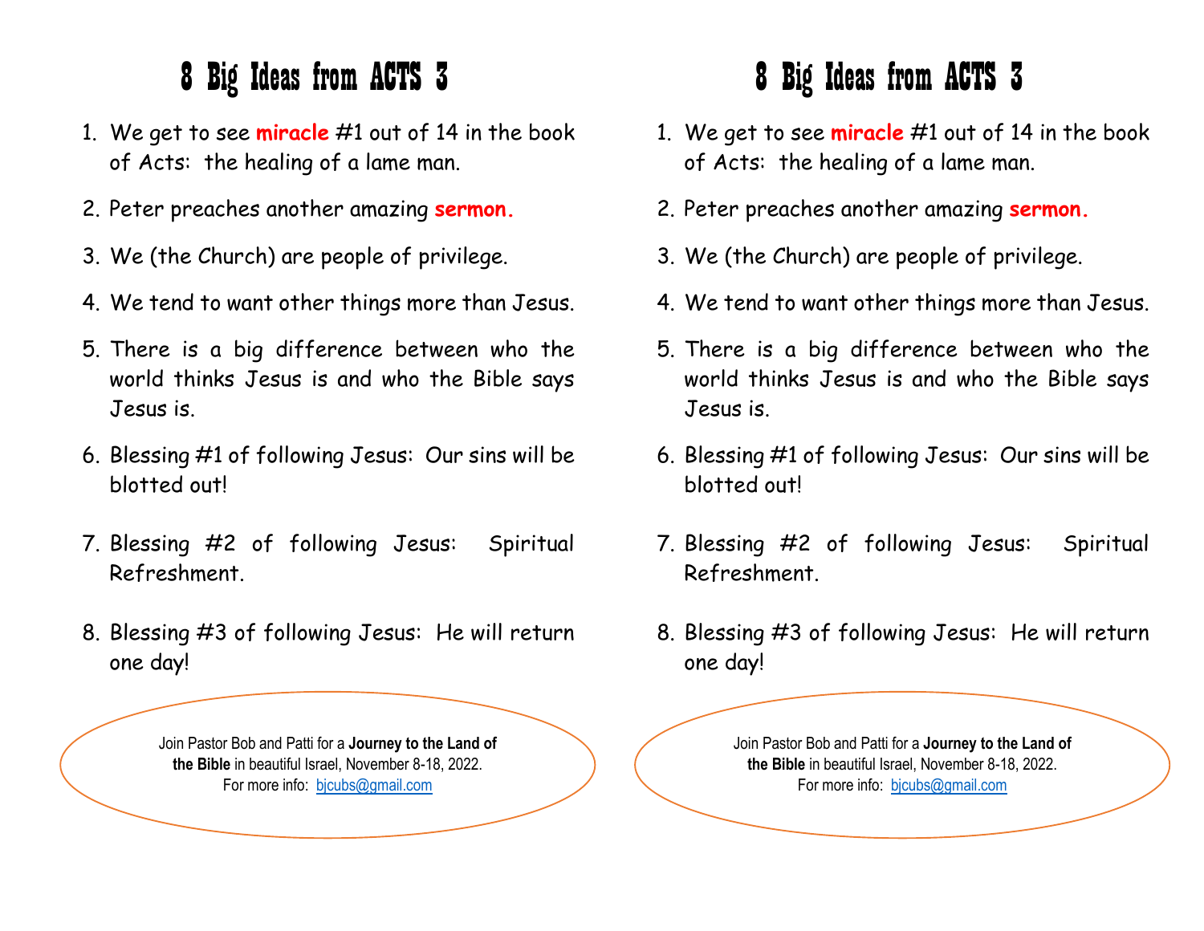# 8 Big Ideas from ACTS 3

1. We get to see **miracle** #1 out of 14 in the book of Acts: the healing of a lame man.
2. Peter preaches another amazing **sermon.**
3. We (the Church) are people of privilege.
4. We tend to want other things more than Jesus.
5. There is a big difference between who the world thinks Jesus is and who the Bible says Jesus is.
6. Blessing #1 of following Jesus: Our sins will be blotted out!
7. Blessing #2 of following Jesus: Spiritual Refreshment.
8. Blessing #3 of following Jesus: He will return one day!

Join Pastor Bob and Patti for a **Journey to the Land of the Bible** in beautiful Israel, November 8-18, 2022.
For more info: bjcubs@gmail.com

# 8 Big Ideas from ACTS 3

1. We get to see **miracle** #1 out of 14 in the book of Acts: the healing of a lame man.
2. Peter preaches another amazing **sermon.**
3. We (the Church) are people of privilege.
4. We tend to want other things more than Jesus.
5. There is a big difference between who the world thinks Jesus is and who the Bible says Jesus is.
6. Blessing #1 of following Jesus: Our sins will be blotted out!
7. Blessing #2 of following Jesus: Spiritual Refreshment.
8. Blessing #3 of following Jesus: He will return one day!

Join Pastor Bob and Patti for a **Journey to the Land of the Bible** in beautiful Israel, November 8-18, 2022.
For more info: bjcubs@gmail.com